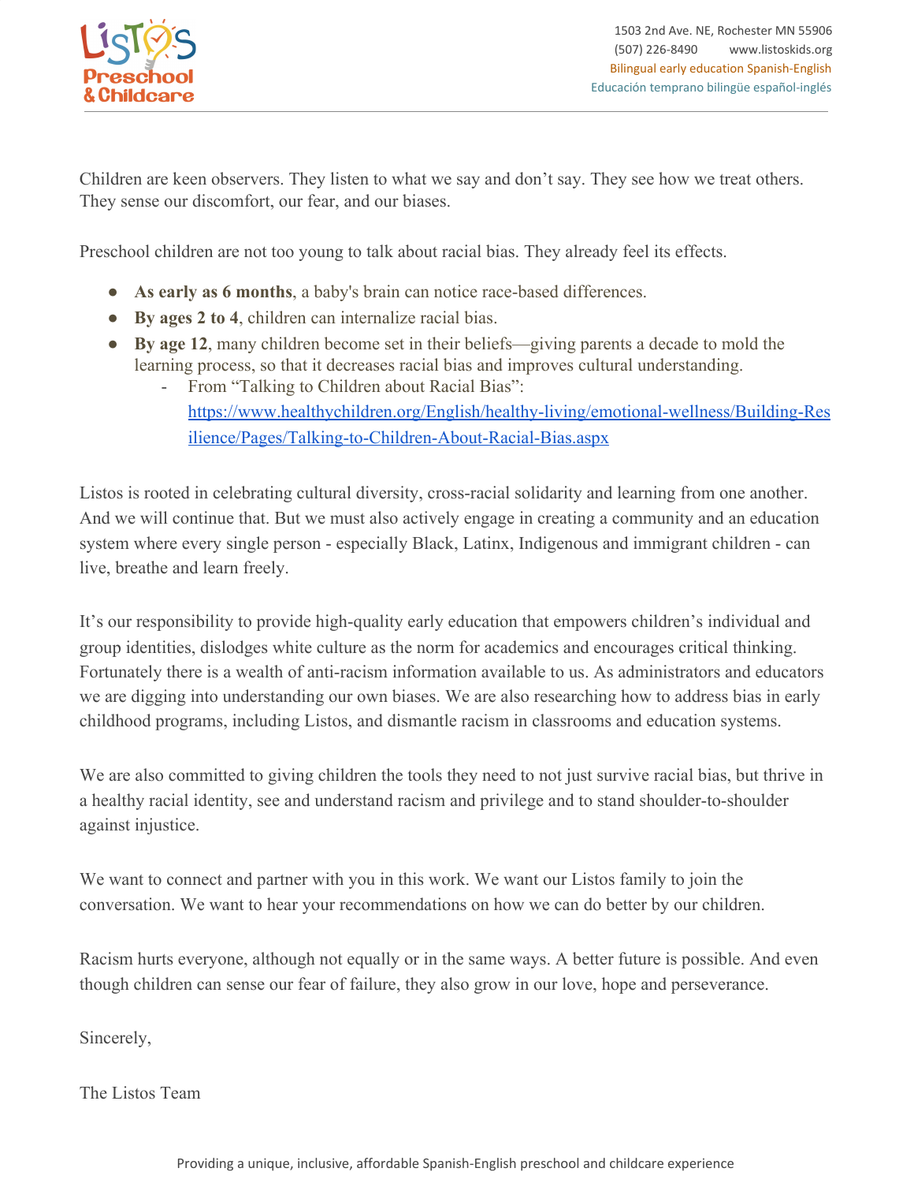1503 2nd Ave. NE, Rochester MN 55906
(507) 226-8490 www.listoskids.org
Bilingual early education Spanish-English
Educación temprano bilingüe español-inglés

Children are keen observers. They listen to what we say and don't say. They see how we treat others. They sense our discomfort, our fear, and our biases.

Preschool children are not too young to talk about racial bias. They already feel its effects.

- **As early as 6 months**, a baby's brain can notice race-based differences.
- **By ages 2 to 4**, children can internalize racial bias.
- **By age 12**, many children become set in their beliefs—giving parents a decade to mold the learning process, so that it decreases racial bias and improves cultural understanding.
  - From "Talking to Children about Racial Bias": https://www.healthychildren.org/English/healthy-living/emotional-wellness/Building-Resilience/Pages/Talking-to-Children-About-Racial-Bias.aspx

Listos is rooted in celebrating cultural diversity, cross-racial solidarity and learning from one another. And we will continue that. But we must also actively engage in creating a community and an education system where every single person - especially Black, Latinx, Indigenous and immigrant children - can live, breathe and learn freely.

It's our responsibility to provide high-quality early education that empowers children's individual and group identities, dislodges white culture as the norm for academics and encourages critical thinking. Fortunately there is a wealth of anti-racism information available to us. As administrators and educators we are digging into understanding our own biases. We are also researching how to address bias in early childhood programs, including Listos, and dismantle racism in classrooms and education systems.

We are also committed to giving children the tools they need to not just survive racial bias, but thrive in a healthy racial identity, see and understand racism and privilege and to stand shoulder-to-shoulder against injustice.

We want to connect and partner with you in this work. We want our Listos family to join the conversation. We want to hear your recommendations on how we can do better by our children.

Racism hurts everyone, although not equally or in the same ways. A better future is possible. And even though children can sense our fear of failure, they also grow in our love, hope and perseverance.

Sincerely,

The Listos Team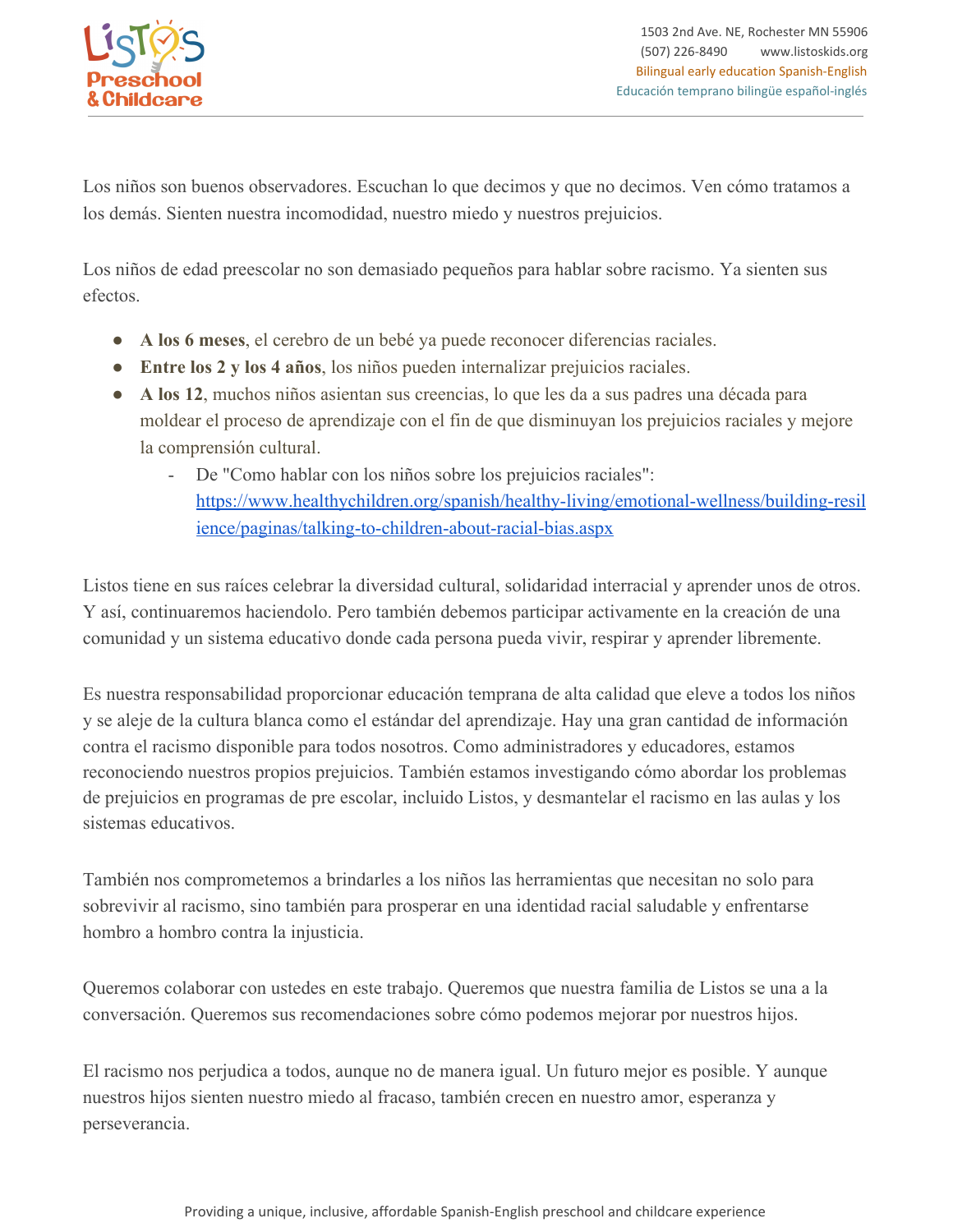Los niños son buenos observadores. Escuchan lo que decimos y que no decimos. Ven cómo tratamos a los demás. Sienten nuestra incomodidad, nuestro miedo y nuestros prejuicios.

Los niños de edad preescolar no son demasiado pequeños para hablar sobre racismo. Ya sienten sus efectos.

- **A los 6 meses**, el cerebro de un bebé ya puede reconocer diferencias raciales.
- **Entre los 2 y los 4 años**, los niños pueden internalizar prejuicios raciales.
- **A los 12**, muchos niños asientan sus creencias, lo que les da a sus padres una década para moldear el proceso de aprendizaje con el fin de que disminuyan los prejuicios raciales y mejore la comprensión cultural.
  - De "Como hablar con los niños sobre los prejuicios raciales": https://www.healthychildren.org/spanish/healthy-living/emotional-wellness/building-resilience/paginas/talking-to-children-about-racial-bias.aspx

Listos tiene en sus raíces celebrar la diversidad cultural, solidaridad interracial y aprender unos de otros. Y así, continuaremos haciendolo. Pero también debemos participar activamente en la creación de una comunidad y un sistema educativo donde cada persona pueda vivir, respirar y aprender libremente.

Es nuestra responsabilidad proporcionar educación temprana de alta calidad que eleve a todos los niños y se aleje de la cultura blanca como el estándar del aprendizaje. Hay una gran cantidad de información contra el racismo disponible para todos nosotros. Como administradores y educadores, estamos reconociendo nuestros propios prejuicios. También estamos investigando cómo abordar los problemas de prejuicios en programas de pre escolar, incluido Listos, y desmantelar el racismo en las aulas y los sistemas educativos.

También nos comprometemos a brindarles a los niños las herramientas que necesitan no solo para sobrevivir al racismo, sino también para prosperar en una identidad racial saludable y enfrentarse hombro a hombro contra la injusticia.

Queremos colaborar con ustedes en este trabajo. Queremos que nuestra familia de Listos se una a la conversación. Queremos sus recomendaciones sobre cómo podemos mejorar por nuestros hijos.

El racismo nos perjudica a todos, aunque no de manera igual. Un futuro mejor es posible. Y aunque nuestros hijos sienten nuestro miedo al fracaso, también crecen en nuestro amor, esperanza y perseverancia.